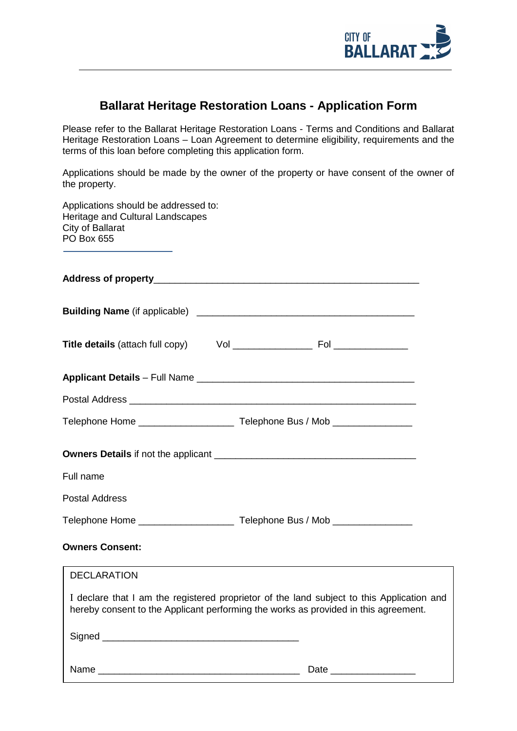CITY OF BALLARAT

# Ballarat Heritage Restoration Loans - Application Form

Please refer to the Ballarat Heritage Restoration Loans - Terms and Conditions and Ballarat Heritage Restoration Loans – Loan Agreement to determine eligibility, requirements and the terms of this loan before completing this application form.

Applications should be made by the owner of the property or have consent of the owner of the property.

Applications should be addressed to:
Heritage and Cultural Landscapes
City of Ballarat
PO Box 655

**Address of property**_____________________________________________________

**Building Name** (if applicable) __________________________________________

**Title details** (attach full copy) Vol _______________ Fol ______________

**Applicant Details** – Full Name __________________________________________

Postal Address ________________________________________________________

Telephone Home __________________ Telephone Bus / Mob _______________

**Owners Details** if not the applicant ______________________________________

Full name

Postal Address

Telephone Home __________________ Telephone Bus / Mob _______________

**Owners Consent:**

DECLARATION

I declare that I am the registered proprietor of the land subject to this Application and hereby consent to the Applicant performing the works as provided in this agreement.

Signed ______________________________________

Name _______________________________________ Date ________________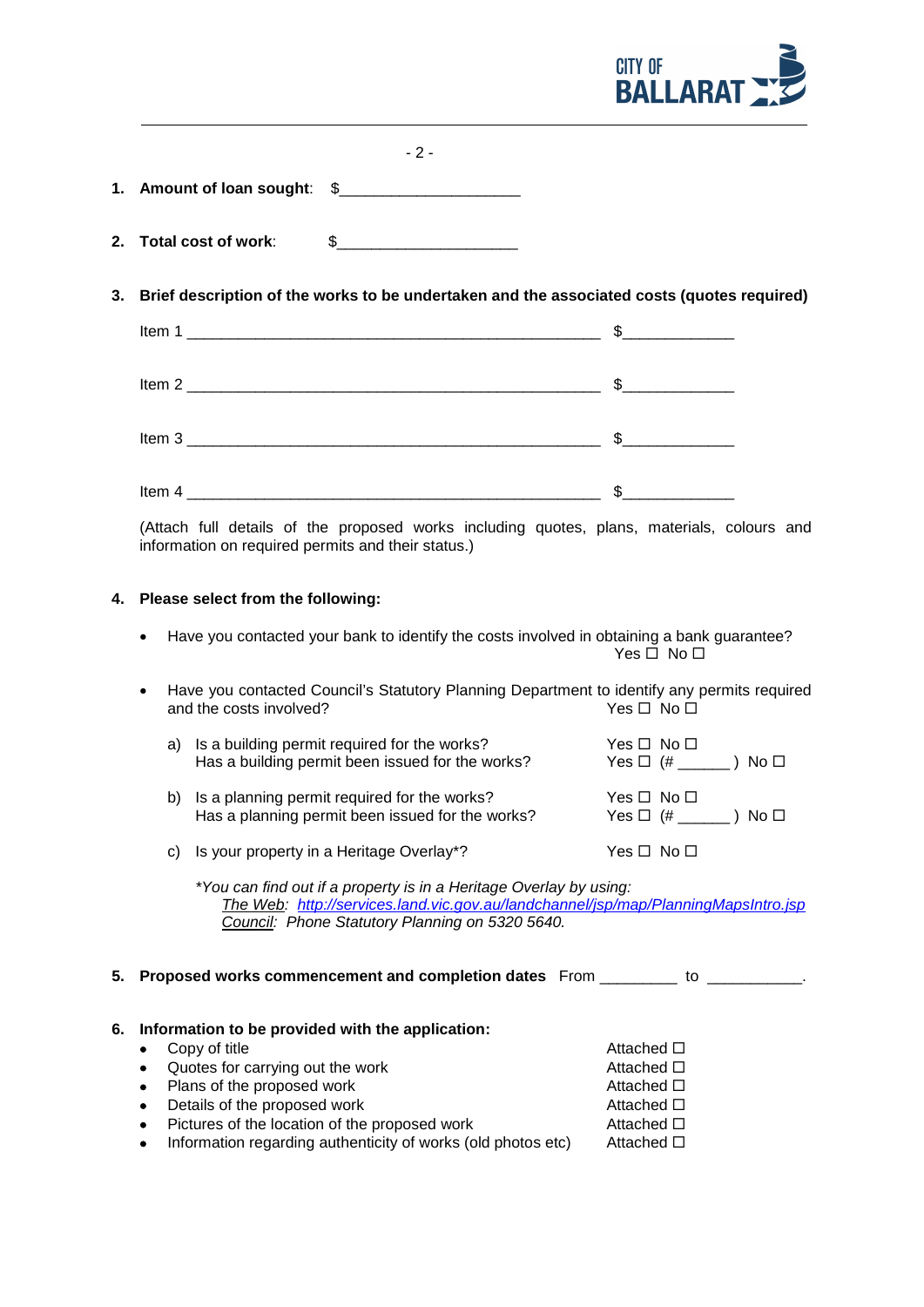1. **Amount of loan sought**: $____________________

2. **Total cost of work**: $____________________

3. **Brief description of the works to be undertaken and the associated costs (quotes required)**

   Item 1 ______________________________________________ $____________

   Item 2 ______________________________________________ $____________

   Item 3 ______________________________________________ $____________

   Item 4 ______________________________________________ $____________

   (Attach full details of the proposed works including quotes, plans, materials, colours and information on required permits and their status.)

4. **Please select from the following:**

   - Have you contacted your bank to identify the costs involved in obtaining a bank guarantee? Yes ☐ No ☐

   - Have you contacted Council's Statutory Planning Department to identify any permits required and the costs involved? Yes ☐ No ☐

     a) Is a building permit required for the works? Yes ☐ No ☐
        Has a building permit been issued for the works? Yes ☐ (# ______ ) No ☐

     b) Is a planning permit required for the works? Yes ☐ No ☐
        Has a planning permit been issued for the works? Yes ☐ (# ______ ) No ☐

     c) Is your property in a Heritage Overlay*? Yes ☐ No ☐

     *\*You can find out if a property is in a Heritage Overlay by using:*
     *The Web: http://services.land.vic.gov.au/landchannel/jsp/map/PlanningMapsIntro.jsp*
     *Council: Phone Statutory Planning on 5320 5640.*

5. **Proposed works commencement and completion dates** From ________ to __________.

6. **Information to be provided with the application:**

   - Copy of title Attached ☐
   - Quotes for carrying out the work Attached ☐
   - Plans of the proposed work Attached ☐
   - Details of the proposed work Attached ☐
   - Pictures of the location of the proposed work Attached ☐
   - Information regarding authenticity of works (old photos etc) Attached ☐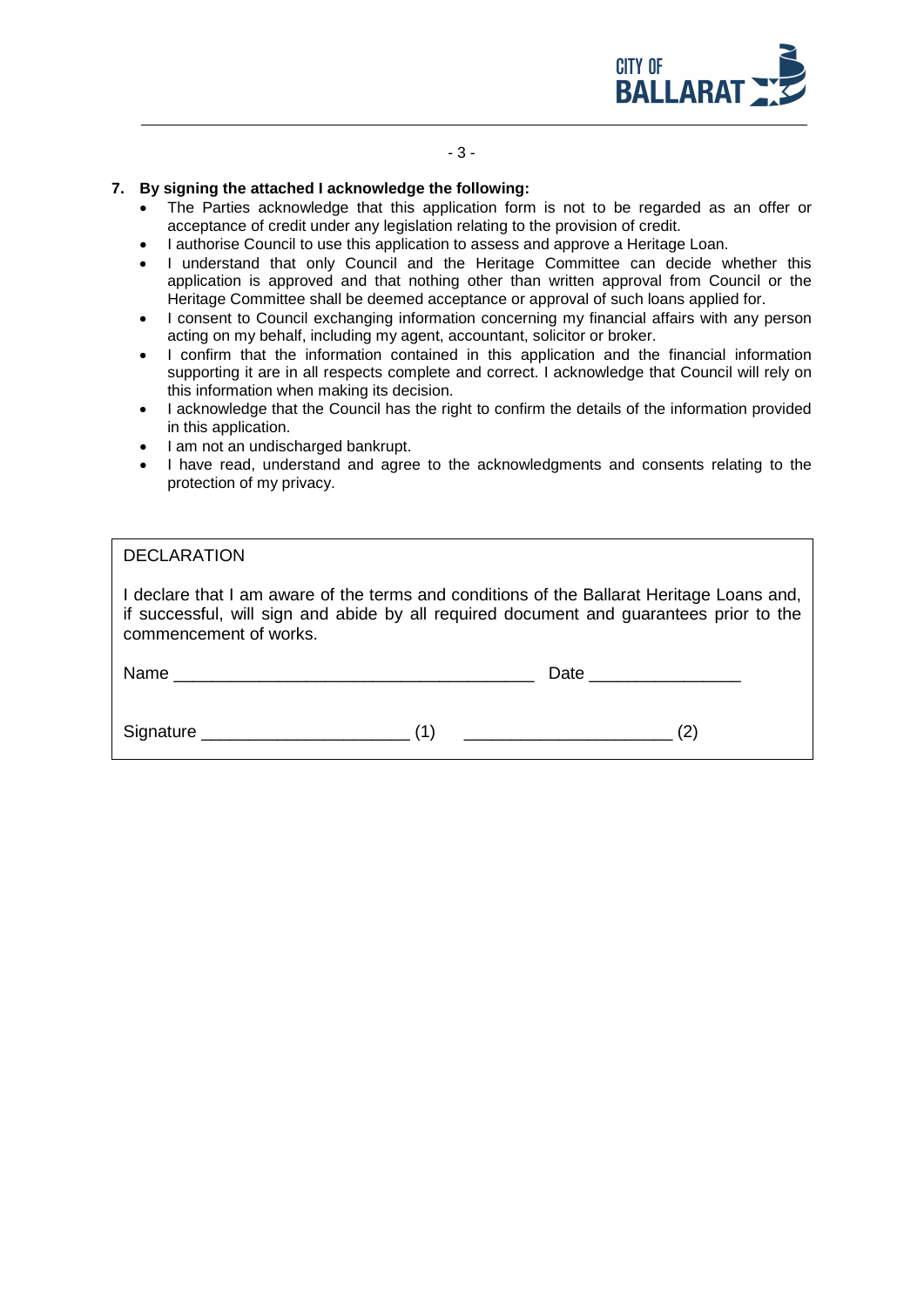**7. By signing the attached I acknowledge the following:**

- The Parties acknowledge that this application form is not to be regarded as an offer or acceptance of credit under any legislation relating to the provision of credit.
- I authorise Council to use this application to assess and approve a Heritage Loan.
- I understand that only Council and the Heritage Committee can decide whether this application is approved and that nothing other than written approval from Council or the Heritage Committee shall be deemed acceptance or approval of such loans applied for.
- I consent to Council exchanging information concerning my financial affairs with any person acting on my behalf, including my agent, accountant, solicitor or broker.
- I confirm that the information contained in this application and the financial information supporting it are in all respects complete and correct. I acknowledge that Council will rely on this information when making its decision.
- I acknowledge that the Council has the right to confirm the details of the information provided in this application.
- I am not an undischarged bankrupt.
- I have read, understand and agree to the acknowledgments and consents relating to the protection of my privacy.

DECLARATION

I declare that I am aware of the terms and conditions of the Ballarat Heritage Loans and, if successful, will sign and abide by all required document and guarantees prior to the commencement of works.

Name ______________________________________ Date ________________

Signature ______________________ (1) ______________________ (2)